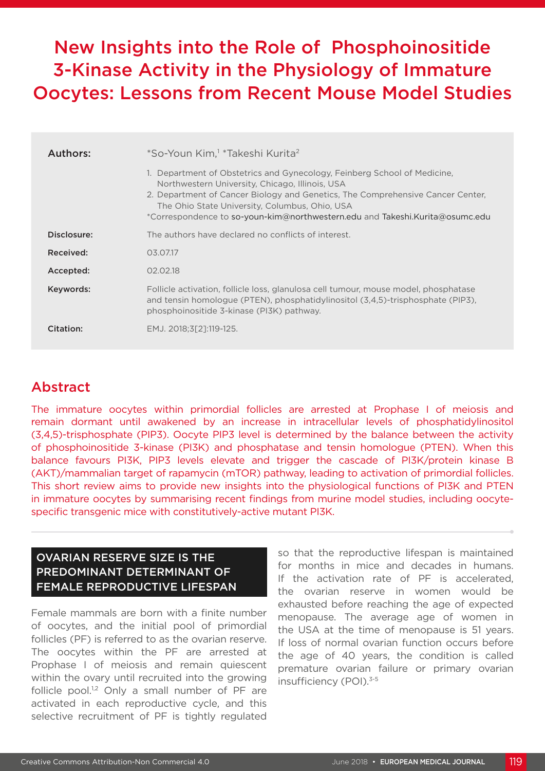# New Insights into the Role of Phosphoinositide 3-Kinase Activity in the Physiology of Immature Oocytes: Lessons from Recent Mouse Model Studies

**Authors:** *So-Youn Kim,[1] *Takeshi Kurita[2]

1. Department of Obstetrics and Gynecology, Feinberg School of Medicine, Northwestern University, Chicago, Illinois, USA
2. Department of Cancer Biology and Genetics, The Comprehensive Cancer Center, The Ohio State University, Columbus, Ohio, USA

*Correspondence to so-youn-kim@northwestern.edu and Takeshi.Kurita@osumc.edu

**Disclosure:** The authors have declared no conflicts of interest.

**Received:** 03.07.17

**Accepted:** 02.02.18

**Keywords:** Follicle activation, follicle loss, glanulosa cell tumour, mouse model, phosphatase and tensin homologue (PTEN), phosphatidylinositol (3,4,5)-trisphosphate (PIP3), phosphoinositide 3-kinase (PI3K) pathway.

**Citation:** EMJ. 2018;3[2]:119-125.

## Abstract

The immature oocytes within primordial follicles are arrested at Prophase I of meiosis and remain dormant until awakened by an increase in intracellular levels of phosphatidylinositol (3,4,5)-trisphosphate (PIP3). Oocyte PIP3 level is determined by the balance between the activity of phosphoinositide 3-kinase (PI3K) and phosphatase and tensin homologue (PTEN). When this balance favours PI3K, PIP3 levels elevate and trigger the cascade of PI3K/protein kinase B (AKT)/mammalian target of rapamycin (mTOR) pathway, leading to activation of primordial follicles. This short review aims to provide new insights into the physiological functions of PI3K and PTEN in immature oocytes by summarising recent findings from murine model studies, including oocyte-specific transgenic mice with constitutively-active mutant PI3K.

## OVARIAN RESERVE SIZE IS THE PREDOMINANT DETERMINANT OF FEMALE REPRODUCTIVE LIFESPAN

Female mammals are born with a finite number of oocytes, and the initial pool of primordial follicles (PF) is referred to as the ovarian reserve. The oocytes within the PF are arrested at Prophase I of meiosis and remain quiescent within the ovary until recruited into the growing follicle pool.[1,2] Only a small number of PF are activated in each reproductive cycle, and this selective recruitment of PF is tightly regulated so that the reproductive lifespan is maintained for months in mice and decades in humans. If the activation rate of PF is accelerated, the ovarian reserve in women would be exhausted before reaching the age of expected menopause. The average age of women in the USA at the time of menopause is 51 years. If loss of normal ovarian function occurs before the age of 40 years, the condition is called premature ovarian failure or primary ovarian insufficiency (POI).[3-5]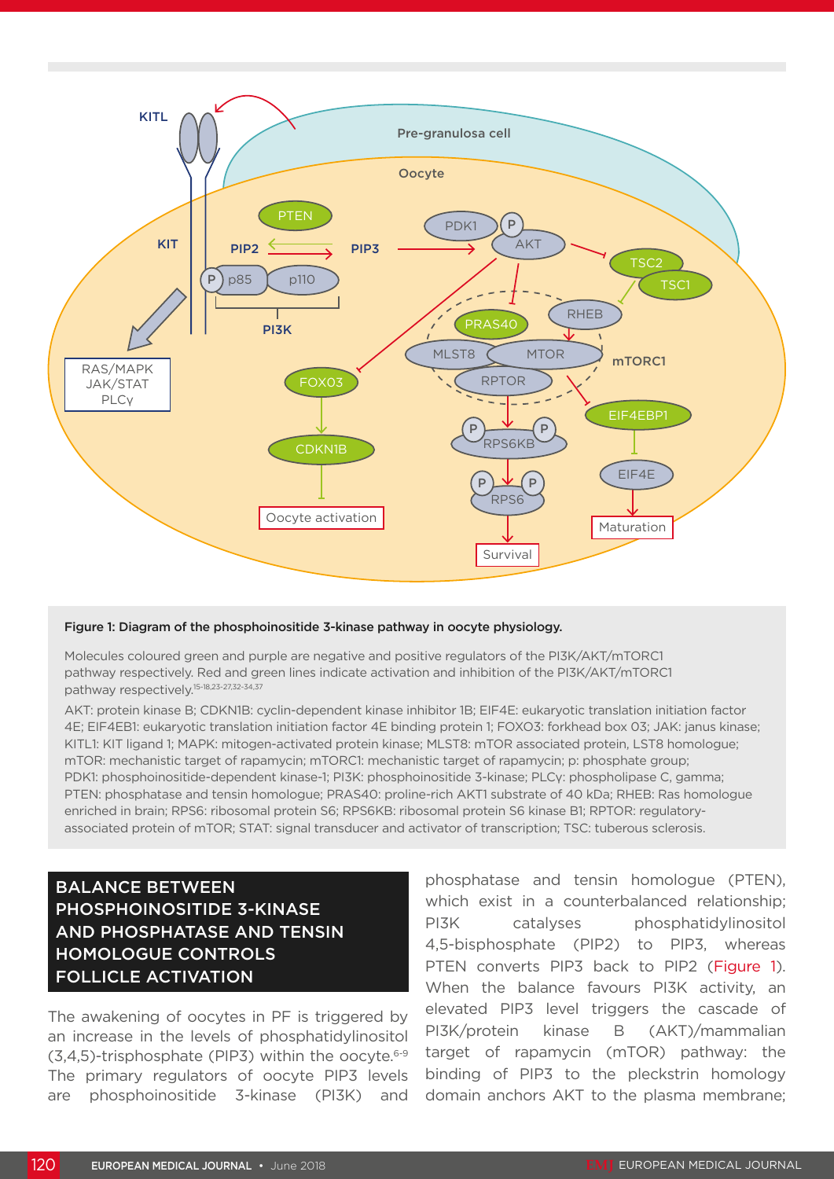**Figure 1: Diagram of the phosphoinositide 3-kinase pathway in oocyte physiology.**

Molecules coloured green and purple are negative and positive regulators of the PI3K/AKT/mTORC1 pathway respectively. Red and green lines indicate activation and inhibition of the PI3K/AKT/mTORC1 pathway respectively.[15-18,23-27,32-34,37]

AKT: protein kinase B; CDKN1B: cyclin-dependent kinase inhibitor 1B; EIF4E: eukaryotic translation initiation factor 4E; EIF4EB1: eukaryotic translation initiation factor 4E binding protein 1; FOXO3: forkhead box 03; JAK: janus kinase; KITL1: KIT ligand 1; MAPK: mitogen-activated protein kinase; MLST8: mTOR associated protein, LST8 homologue; mTOR: mechanistic target of rapamycin; mTORC1: mechanistic target of rapamycin; p: phosphate group; PDK1: phosphoinositide-dependent kinase-1; PI3K: phosphoinositide 3-kinase; PLCγ: phospholipase C, gamma; PTEN: phosphatase and tensin homologue; PRAS40: proline-rich AKT1 substrate of 40 kDa; RHEB: Ras homologue enriched in brain; RPS6: ribosomal protein S6; RPS6KB: ribosomal protein S6 kinase B1; RPTOR: regulatory-associated protein of mTOR; STAT: signal transducer and activator of transcription; TSC: tuberous sclerosis.

## BALANCE BETWEEN PHOSPHOINOSITIDE 3-KINASE AND PHOSPHATASE AND TENSIN HOMOLOGUE CONTROLS FOLLICLE ACTIVATION

The awakening of oocytes in PF is triggered by an increase in the levels of phosphatidylinositol (3,4,5)-trisphosphate (PIP3) within the oocyte.[6-9] The primary regulators of oocyte PIP3 levels are phosphoinositide 3-kinase (PI3K) and phosphatase and tensin homologue (PTEN), which exist in a counterbalanced relationship; PI3K catalyses phosphatidylinositol 4,5-bisphosphate (PIP2) to PIP3, whereas PTEN converts PIP3 back to PIP2 (Figure 1). When the balance favours PI3K activity, an elevated PIP3 level triggers the cascade of PI3K/protein kinase B (AKT)/mammalian target of rapamycin (mTOR) pathway: the binding of PIP3 to the pleckstrin homology domain anchors AKT to the plasma membrane;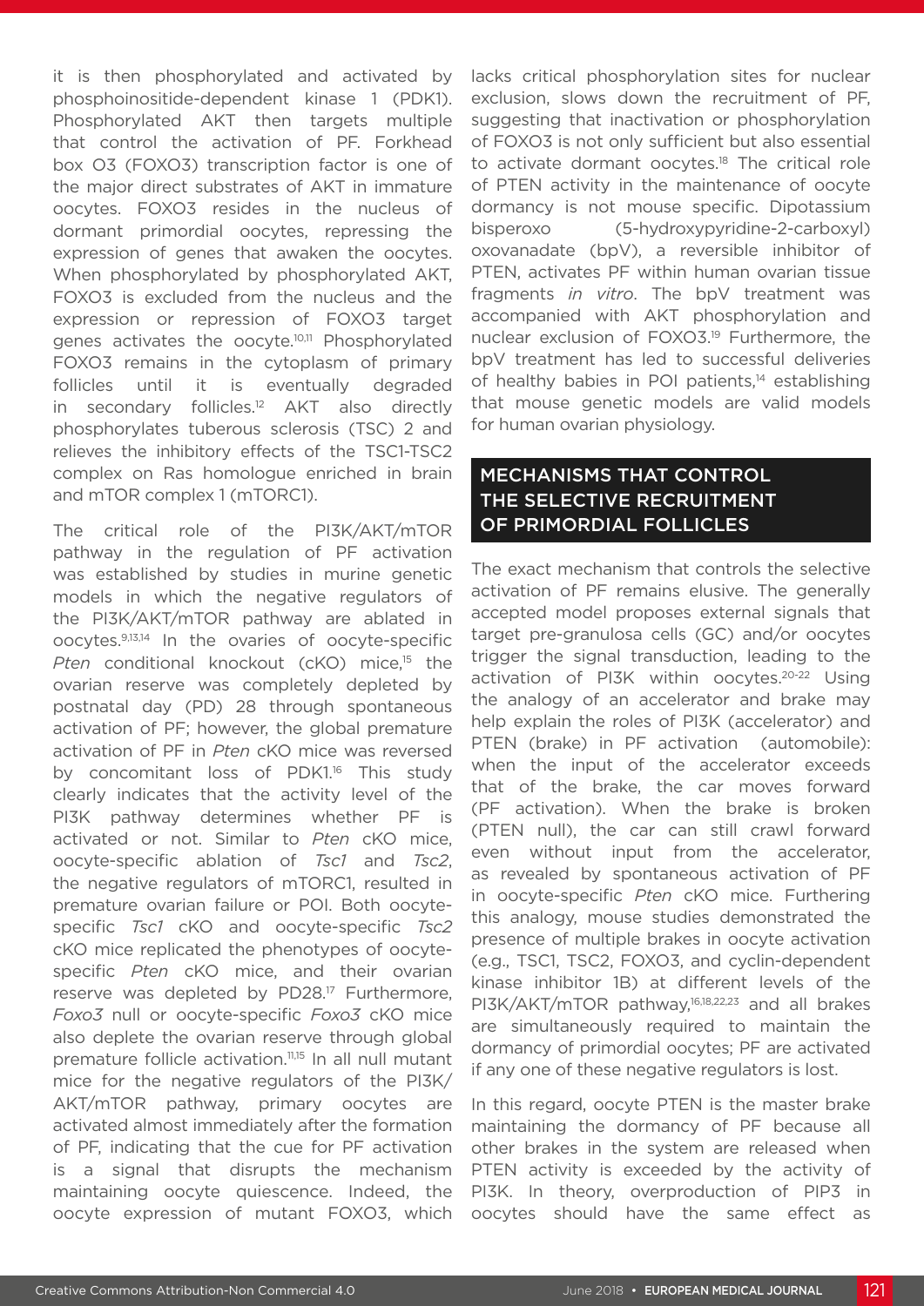it is then phosphorylated and activated by phosphoinositide-dependent kinase 1 (PDK1). Phosphorylated AKT then targets multiple that control the activation of PF. Forkhead box O3 (FOXO3) transcription factor is one of the major direct substrates of AKT in immature oocytes. FOXO3 resides in the nucleus of dormant primordial oocytes, repressing the expression of genes that awaken the oocytes. When phosphorylated by phosphorylated AKT, FOXO3 is excluded from the nucleus and the expression or repression of FOXO3 target genes activates the oocyte.[10,11] Phosphorylated FOXO3 remains in the cytoplasm of primary follicles until it is eventually degraded in secondary follicles.[12] AKT also directly phosphorylates tuberous sclerosis (TSC) 2 and relieves the inhibitory effects of the TSC1-TSC2 complex on Ras homologue enriched in brain and mTOR complex 1 (mTORC1).

The critical role of the PI3K/AKT/mTOR pathway in the regulation of PF activation was established by studies in murine genetic models in which the negative regulators of the PI3K/AKT/mTOR pathway are ablated in oocytes.[9,13,14] In the ovaries of oocyte-specific *Pten* conditional knockout (cKO) mice,[15] the ovarian reserve was completely depleted by postnatal day (PD) 28 through spontaneous activation of PF; however, the global premature activation of PF in *Pten* cKO mice was reversed by concomitant loss of PDK1.[16] This study clearly indicates that the activity level of the PI3K pathway determines whether PF is activated or not. Similar to *Pten* cKO mice, oocyte-specific ablation of *Tsc1* and *Tsc2*, the negative regulators of mTORC1, resulted in premature ovarian failure or POI. Both oocyte-specific *Tsc1* cKO and oocyte-specific *Tsc2* cKO mice replicated the phenotypes of oocyte-specific *Pten* cKO mice, and their ovarian reserve was depleted by PD28.[17] Furthermore, *Foxo3* null or oocyte-specific *Foxo3* cKO mice also deplete the ovarian reserve through global premature follicle activation.[11,15] In all null mutant mice for the negative regulators of the PI3K/AKT/mTOR pathway, primary oocytes are activated almost immediately after the formation of PF, indicating that the cue for PF activation is a signal that disrupts the mechanism maintaining oocyte quiescence. Indeed, the oocyte expression of mutant FOXO3, which lacks critical phosphorylation sites for nuclear exclusion, slows down the recruitment of PF, suggesting that inactivation or phosphorylation of FOXO3 is not only sufficient but also essential to activate dormant oocytes.[18] The critical role of PTEN activity in the maintenance of oocyte dormancy is not mouse specific. Dipotassium bisperoxo (5-hydroxypyridine-2-carboxyl) oxovanadate (bpV), a reversible inhibitor of PTEN, activates PF within human ovarian tissue fragments *in vitro*. The bpV treatment was accompanied with AKT phosphorylation and nuclear exclusion of FOXO3.[19] Furthermore, the bpV treatment has led to successful deliveries of healthy babies in POI patients,[14] establishing that mouse genetic models are valid models for human ovarian physiology.

## MECHANISMS THAT CONTROL THE SELECTIVE RECRUITMENT OF PRIMORDIAL FOLLICLES

The exact mechanism that controls the selective activation of PF remains elusive. The generally accepted model proposes external signals that target pre-granulosa cells (GC) and/or oocytes trigger the signal transduction, leading to the activation of PI3K within oocytes.[20-22] Using the analogy of an accelerator and brake may help explain the roles of PI3K (accelerator) and PTEN (brake) in PF activation (automobile): when the input of the accelerator exceeds that of the brake, the car moves forward (PF activation). When the brake is broken (PTEN null), the car can still crawl forward even without input from the accelerator, as revealed by spontaneous activation of PF in oocyte-specific *Pten* cKO mice. Furthering this analogy, mouse studies demonstrated the presence of multiple brakes in oocyte activation (e.g., TSC1, TSC2, FOXO3, and cyclin-dependent kinase inhibitor 1B) at different levels of the PI3K/AKT/mTOR pathway,[16,18,22,23] and all brakes are simultaneously required to maintain the dormancy of primordial oocytes; PF are activated if any one of these negative regulators is lost.

In this regard, oocyte PTEN is the master brake maintaining the dormancy of PF because all other brakes in the system are released when PTEN activity is exceeded by the activity of PI3K. In theory, overproduction of PIP3 in oocytes should have the same effect as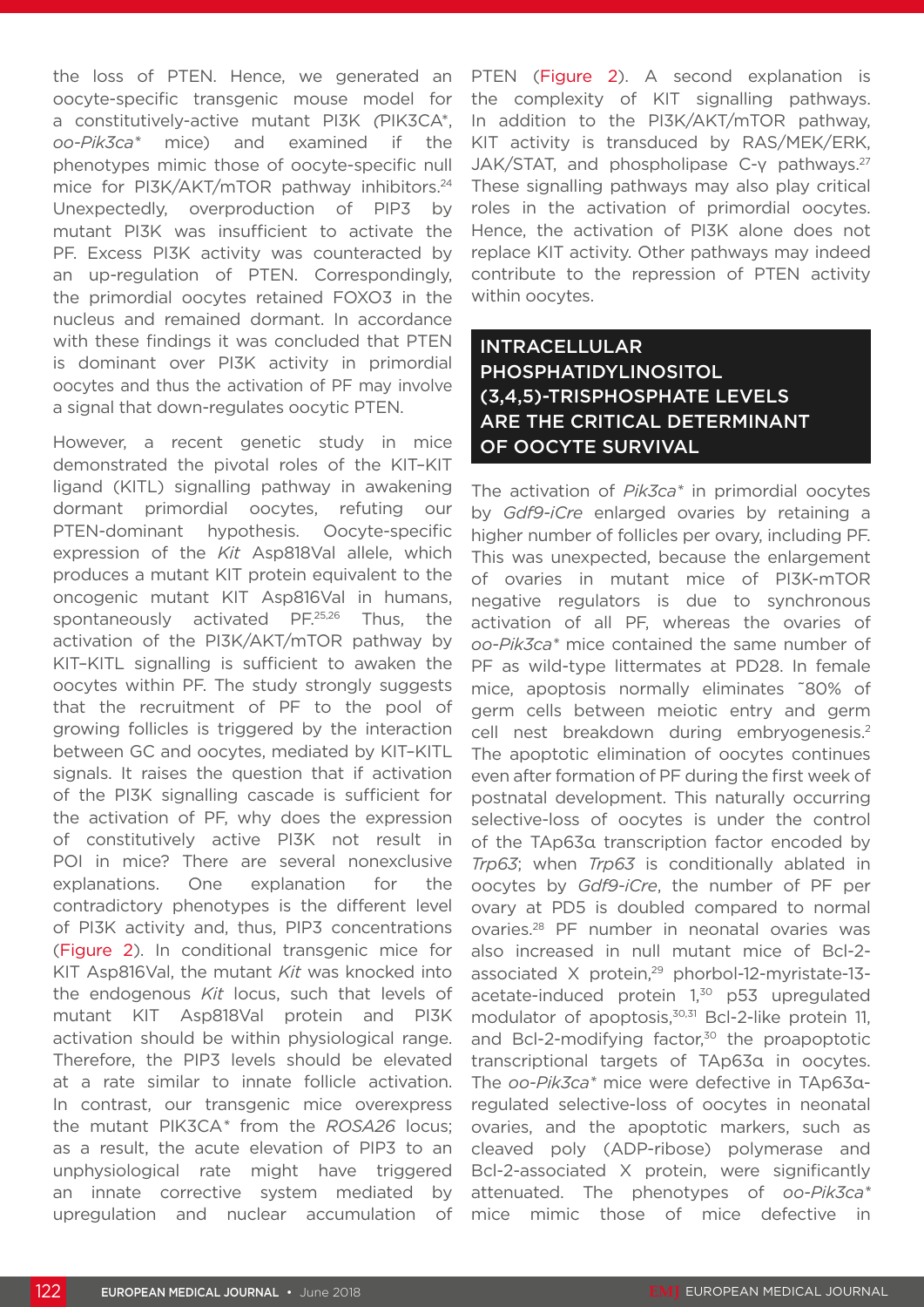the loss of PTEN. Hence, we generated an oocyte-specific transgenic mouse model for a constitutively-active mutant PI3K (PIK3CA*, *oo-Pik3ca** mice) and examined if the phenotypes mimic those of oocyte-specific null mice for PI3K/AKT/mTOR pathway inhibitors.[24] Unexpectedly, overproduction of PIP3 by mutant PI3K was insufficient to activate the PF. Excess PI3K activity was counteracted by an up-regulation of PTEN. Correspondingly, the primordial oocytes retained FOXO3 in the nucleus and remained dormant. In accordance with these findings it was concluded that PTEN is dominant over PI3K activity in primordial oocytes and thus the activation of PF may involve a signal that down-regulates oocytic PTEN.

However, a recent genetic study in mice demonstrated the pivotal roles of the KIT–KIT ligand (KITL) signalling pathway in awakening dormant primordial oocytes, refuting our PTEN-dominant hypothesis. Oocyte-specific expression of the *Kit* Asp818Val allele, which produces a mutant KIT protein equivalent to the oncogenic mutant KIT Asp816Val in humans, spontaneously activated PF.[25,26] Thus, the activation of the PI3K/AKT/mTOR pathway by KIT–KITL signalling is sufficient to awaken the oocytes within PF. The study strongly suggests that the recruitment of PF to the pool of growing follicles is triggered by the interaction between GC and oocytes, mediated by KIT–KITL signals. It raises the question that if activation of the PI3K signalling cascade is sufficient for the activation of PF, why does the expression of constitutively active PI3K not result in POI in mice? There are several nonexclusive explanations. One explanation for the contradictory phenotypes is the different level of PI3K activity and, thus, PIP3 concentrations (Figure 2). In conditional transgenic mice for KIT Asp816Val, the mutant *Kit* was knocked into the endogenous *Kit* locus, such that levels of mutant KIT Asp818Val protein and PI3K activation should be within physiological range. Therefore, the PIP3 levels should be elevated at a rate similar to innate follicle activation. In contrast, our transgenic mice overexpress the mutant PIK3CA* from the *ROSA26* locus; as a result, the acute elevation of PIP3 to an unphysiological rate might have triggered an innate corrective system mediated by upregulation and nuclear accumulation of PTEN (Figure 2). A second explanation is the complexity of KIT signalling pathways. In addition to the PI3K/AKT/mTOR pathway, KIT activity is transduced by RAS/MEK/ERK, JAK/STAT, and phospholipase C-γ pathways.[27] These signalling pathways may also play critical roles in the activation of primordial oocytes. Hence, the activation of PI3K alone does not replace KIT activity. Other pathways may indeed contribute to the repression of PTEN activity within oocytes.

## INTRACELLULAR PHOSPHATIDYLINOSITOL (3,4,5)-TRISPHOSPHATE LEVELS ARE THE CRITICAL DETERMINANT OF OOCYTE SURVIVAL

The activation of *Pik3ca** in primordial oocytes by *Gdf9-iCre* enlarged ovaries by retaining a higher number of follicles per ovary, including PF. This was unexpected, because the enlargement of ovaries in mutant mice of PI3K-mTOR negative regulators is due to synchronous activation of all PF, whereas the ovaries of *oo-Pik3ca** mice contained the same number of PF as wild-type littermates at PD28. In female mice, apoptosis normally eliminates ~80% of germ cells between meiotic entry and germ cell nest breakdown during embryogenesis.[2] The apoptotic elimination of oocytes continues even after formation of PF during the first week of postnatal development. This naturally occurring selective-loss of oocytes is under the control of the TAp63α transcription factor encoded by *Trp63*; when *Trp63* is conditionally ablated in oocytes by *Gdf9-iCre*, the number of PF per ovary at PD5 is doubled compared to normal ovaries.[28] PF number in neonatal ovaries was also increased in null mutant mice of Bcl-2-associated X protein,[29] phorbol-12-myristate-13-acetate-induced protein 1,[30] p53 upregulated modulator of apoptosis,[30,31] Bcl-2-like protein 11, and Bcl-2-modifying factor,[30] the proapoptotic transcriptional targets of TAp63α in oocytes. The *oo-Pik3ca** mice were defective in TAp63α-regulated selective-loss of oocytes in neonatal ovaries, and the apoptotic markers, such as cleaved poly (ADP-ribose) polymerase and Bcl-2-associated X protein, were significantly attenuated. The phenotypes of *oo-Pik3ca** mice mimic those of mice defective in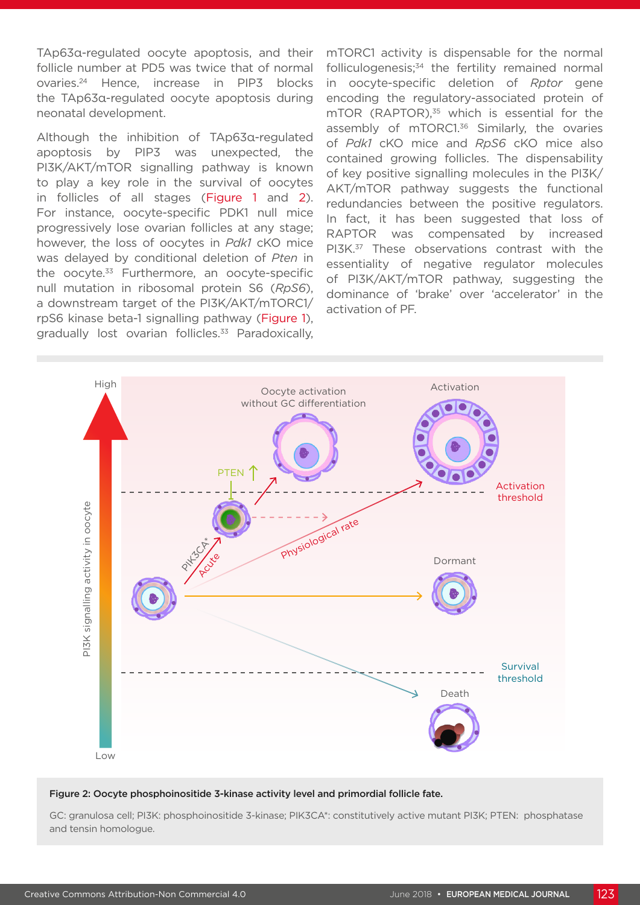TAp63α-regulated oocyte apoptosis, and their follicle number at PD5 was twice that of normal ovaries.[24] Hence, increase in PIP3 blocks the TAp63α-regulated oocyte apoptosis during neonatal development.

Although the inhibition of TAp63α-regulated apoptosis by PIP3 was unexpected, the PI3K/AKT/mTOR signalling pathway is known to play a key role in the survival of oocytes in follicles of all stages (Figure 1 and 2). For instance, oocyte-specific PDK1 null mice progressively lose ovarian follicles at any stage; however, the loss of oocytes in *Pdk1* cKO mice was delayed by conditional deletion of *Pten* in the oocyte.[33] Furthermore, an oocyte-specific null mutation in ribosomal protein S6 (*RpS6*), a downstream target of the PI3K/AKT/mTORC1/rpS6 kinase beta-1 signalling pathway (Figure 1), gradually lost ovarian follicles.[33] Paradoxically, mTORC1 activity is dispensable for the normal folliculogenesis;[34] the fertility remained normal in oocyte-specific deletion of *Rptor* gene encoding the regulatory-associated protein of mTOR (RAPTOR),[35] which is essential for the assembly of mTORC1.[36] Similarly, the ovaries of *Pdk1* cKO mice and *RpS6* cKO mice also contained growing follicles. The dispensability of key positive signalling molecules in the PI3K/AKT/mTOR pathway suggests the functional redundancies between the positive regulators. In fact, it has been suggested that loss of RAPTOR was compensated by increased PI3K.[37] These observations contrast with the essentiality of negative regulator molecules of PI3K/AKT/mTOR pathway, suggesting the dominance of 'brake' over 'accelerator' in the activation of PF.

**Figure 2: Oocyte phosphoinositide 3-kinase activity level and primordial follicle fate.**

GC: granulosa cell; PI3K: phosphoinositide 3-kinase; PIK3CA*: constitutively active mutant PI3K; PTEN: phosphatase and tensin homologue.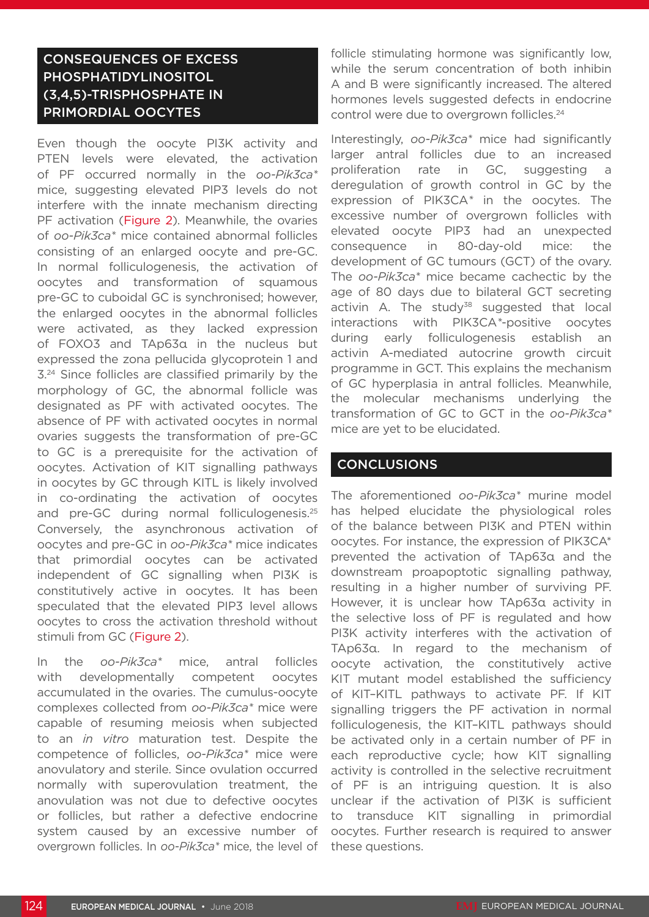## CONSEQUENCES OF EXCESS PHOSPHATIDYLINOSITOL (3,4,5)-TRISPHOSPHATE IN PRIMORDIAL OOCYTES

Even though the oocyte PI3K activity and PTEN levels were elevated, the activation of PF occurred normally in the *oo-Pik3ca\** mice, suggesting elevated PIP3 levels do not interfere with the innate mechanism directing PF activation (Figure 2). Meanwhile, the ovaries of *oo-Pik3ca\** mice contained abnormal follicles consisting of an enlarged oocyte and pre-GC. In normal folliculogenesis, the activation of oocytes and transformation of squamous pre-GC to cuboidal GC is synchronised; however, the enlarged oocytes in the abnormal follicles were activated, as they lacked expression of FOXO3 and TAp63α in the nucleus but expressed the zona pellucida glycoprotein 1 and 3.[24] Since follicles are classified primarily by the morphology of GC, the abnormal follicle was designated as PF with activated oocytes. The absence of PF with activated oocytes in normal ovaries suggests the transformation of pre-GC to GC is a prerequisite for the activation of oocytes. Activation of KIT signalling pathways in oocytes by GC through KITL is likely involved in co-ordinating the activation of oocytes and pre-GC during normal folliculogenesis.[25] Conversely, the asynchronous activation of oocytes and pre-GC in *oo-Pik3ca\** mice indicates that primordial oocytes can be activated independent of GC signalling when PI3K is constitutively active in oocytes. It has been speculated that the elevated PIP3 level allows oocytes to cross the activation threshold without stimuli from GC (Figure 2).

In the *oo-Pik3ca\** mice, antral follicles with developmentally competent oocytes accumulated in the ovaries. The cumulus-oocyte complexes collected from *oo-Pik3ca\** mice were capable of resuming meiosis when subjected to an *in vitro* maturation test. Despite the competence of follicles, *oo-Pik3ca\** mice were anovulatory and sterile. Since ovulation occurred normally with superovulation treatment, the anovulation was not due to defective oocytes or follicles, but rather a defective endocrine system caused by an excessive number of overgrown follicles. In *oo-Pik3ca\** mice, the level of follicle stimulating hormone was significantly low, while the serum concentration of both inhibin A and B were significantly increased. The altered hormones levels suggested defects in endocrine control were due to overgrown follicles.[24]

Interestingly, *oo-Pik3ca\** mice had significantly larger antral follicles due to an increased proliferation rate in GC, suggesting a deregulation of growth control in GC by the expression of PIK3CA\* in the oocytes. The excessive number of overgrown follicles with elevated oocyte PIP3 had an unexpected consequence in 80-day-old mice: the development of GC tumours (GCT) of the ovary. The *oo-Pik3ca\** mice became cachectic by the age of 80 days due to bilateral GCT secreting activin A. The study[38] suggested that local interactions with PIK3CA\*-positive oocytes during early folliculogenesis establish an activin A-mediated autocrine growth circuit programme in GCT. This explains the mechanism of GC hyperplasia in antral follicles. Meanwhile, the molecular mechanisms underlying the transformation of GC to GCT in the *oo-Pik3ca\** mice are yet to be elucidated.

## CONCLUSIONS

The aforementioned *oo-Pik3ca\** murine model has helped elucidate the physiological roles of the balance between PI3K and PTEN within oocytes. For instance, the expression of PIK3CA\* prevented the activation of TAp63α and the downstream proapoptotic signalling pathway, resulting in a higher number of surviving PF. However, it is unclear how TAp63α activity in the selective loss of PF is regulated and how PI3K activity interferes with the activation of TAp63α. In regard to the mechanism of oocyte activation, the constitutively active KIT mutant model established the sufficiency of KIT–KITL pathways to activate PF. If KIT signalling triggers the PF activation in normal folliculogenesis, the KIT–KITL pathways should be activated only in a certain number of PF in each reproductive cycle; how KIT signalling activity is controlled in the selective recruitment of PF is an intriguing question. It is also unclear if the activation of PI3K is sufficient to transduce KIT signalling in primordial oocytes. Further research is required to answer these questions.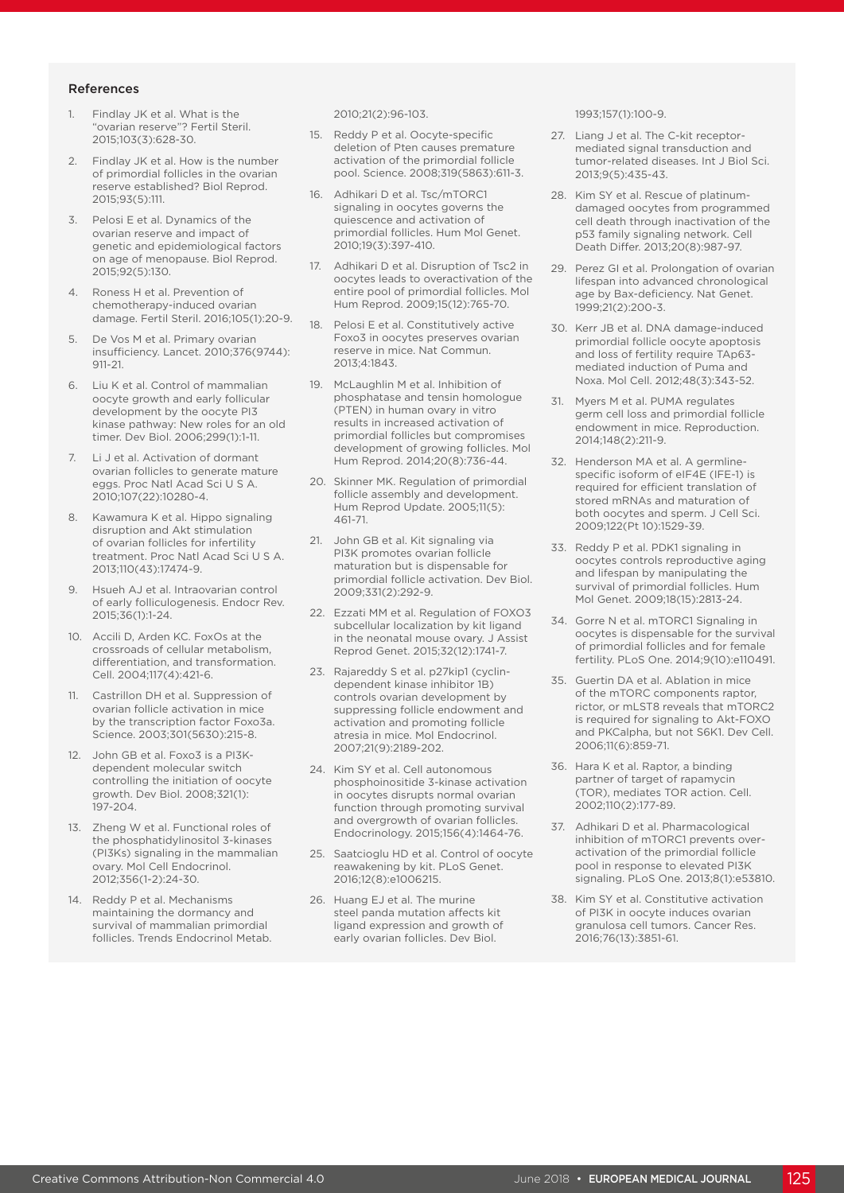## References

1. Findlay JK et al. What is the "ovarian reserve"? Fertil Steril. 2015;103(3):628-30.
2. Findlay JK et al. How is the number of primordial follicles in the ovarian reserve established? Biol Reprod. 2015;93(5):111.
3. Pelosi E et al. Dynamics of the ovarian reserve and impact of genetic and epidemiological factors on age of menopause. Biol Reprod. 2015;92(5):130.
4. Roness H et al. Prevention of chemotherapy-induced ovarian damage. Fertil Steril. 2016;105(1):20-9.
5. De Vos M et al. Primary ovarian insufficiency. Lancet. 2010;376(9744):911-21.
6. Liu K et al. Control of mammalian oocyte growth and early follicular development by the oocyte PI3 kinase pathway: New roles for an old timer. Dev Biol. 2006;299(1):1-11.
7. Li J et al. Activation of dormant ovarian follicles to generate mature eggs. Proc Natl Acad Sci U S A. 2010;107(22):10280-4.
8. Kawamura K et al. Hippo signaling disruption and Akt stimulation of ovarian follicles for infertility treatment. Proc Natl Acad Sci U S A. 2013;110(43):17474-9.
9. Hsueh AJ et al. Intraovarian control of early folliculogenesis. Endocr Rev. 2015;36(1):1-24.
10. Accili D, Arden KC. FoxOs at the crossroads of cellular metabolism, differentiation, and transformation. Cell. 2004;117(4):421-6.
11. Castrillon DH et al. Suppression of ovarian follicle activation in mice by the transcription factor Foxo3a. Science. 2003;301(5630):215-8.
12. John GB et al. Foxo3 is a PI3K-dependent molecular switch controlling the initiation of oocyte growth. Dev Biol. 2008;321(1):197-204.
13. Zheng W et al. Functional roles of the phosphatidylinositol 3-kinases (PI3Ks) signaling in the mammalian ovary. Mol Cell Endocrinol. 2012;356(1-2):24-30.
14. Reddy P et al. Mechanisms maintaining the dormancy and survival of mammalian primordial follicles. Trends Endocrinol Metab. 2010;21(2):96-103.
15. Reddy P et al. Oocyte-specific deletion of Pten causes premature activation of the primordial follicle pool. Science. 2008;319(5863):611-3.
16. Adhikari D et al. Tsc/mTORC1 signaling in oocytes governs the quiescence and activation of primordial follicles. Hum Mol Genet. 2010;19(3):397-410.
17. Adhikari D et al. Disruption of Tsc2 in oocytes leads to overactivation of the entire pool of primordial follicles. Mol Hum Reprod. 2009;15(12):765-70.
18. Pelosi E et al. Constitutively active Foxo3 in oocytes preserves ovarian reserve in mice. Nat Commun. 2013;4:1843.
19. McLaughlin M et al. Inhibition of phosphatase and tensin homologue (PTEN) in human ovary in vitro results in increased activation of primordial follicles but compromises development of growing follicles. Mol Hum Reprod. 2014;20(8):736-44.
20. Skinner MK. Regulation of primordial follicle assembly and development. Hum Reprod Update. 2005;11(5):461-71.
21. John GB et al. Kit signaling via PI3K promotes ovarian follicle maturation but is dispensable for primordial follicle activation. Dev Biol. 2009;331(2):292-9.
22. Ezzati MM et al. Regulation of FOXO3 subcellular localization by kit ligand in the neonatal mouse ovary. J Assist Reprod Genet. 2015;32(12):1741-7.
23. Rajareddy S et al. p27kip1 (cyclin-dependent kinase inhibitor 1B) controls ovarian development by suppressing follicle endowment and activation and promoting follicle atresia in mice. Mol Endocrinol. 2007;21(9):2189-202.
24. Kim SY et al. Cell autonomous phosphoinositide 3-kinase activation in oocytes disrupts normal ovarian function through promoting survival and overgrowth of ovarian follicles. Endocrinology. 2015;156(4):1464-76.
25. Saatcioglu HD et al. Control of oocyte reawakening by kit. PLoS Genet. 2016;12(8):e1006215.
26. Huang EJ et al. The murine steel panda mutation affects kit ligand expression and growth of early ovarian follicles. Dev Biol. 1993;157(1):100-9.
27. Liang J et al. The C-kit receptor-mediated signal transduction and tumor-related diseases. Int J Biol Sci. 2013;9(5):435-43.
28. Kim SY et al. Rescue of platinum-damaged oocytes from programmed cell death through inactivation of the p53 family signaling network. Cell Death Differ. 2013;20(8):987-97.
29. Perez GI et al. Prolongation of ovarian lifespan into advanced chronological age by Bax-deficiency. Nat Genet. 1999;21(2):200-3.
30. Kerr JB et al. DNA damage-induced primordial follicle oocyte apoptosis and loss of fertility require TAp63-mediated induction of Puma and Noxa. Mol Cell. 2012;48(3):343-52.
31. Myers M et al. PUMA regulates germ cell loss and primordial follicle endowment in mice. Reproduction. 2014;148(2):211-9.
32. Henderson MA et al. A germline-specific isoform of eIF4E (IFE-1) is required for efficient translation of stored mRNAs and maturation of both oocytes and sperm. J Cell Sci. 2009;122(Pt 10):1529-39.
33. Reddy P et al. PDK1 signaling in oocytes controls reproductive aging and lifespan by manipulating the survival of primordial follicles. Hum Mol Genet. 2009;18(15):2813-24.
34. Gorre N et al. mTORC1 Signaling in oocytes is dispensable for the survival of primordial follicles and for female fertility. PLoS One. 2014;9(10):e110491.
35. Guertin DA et al. Ablation in mice of the mTORC components raptor, rictor, or mLST8 reveals that mTORC2 is required for signaling to Akt-FOXO and PKCalpha, but not S6K1. Dev Cell. 2006;11(6):859-71.
36. Hara K et al. Raptor, a binding partner of target of rapamycin (TOR), mediates TOR action. Cell. 2002;110(2):177-89.
37. Adhikari D et al. Pharmacological inhibition of mTORC1 prevents over-activation of the primordial follicle pool in response to elevated PI3K signaling. PLoS One. 2013;8(1):e53810.
38. Kim SY et al. Constitutive activation of PI3K in oocyte induces ovarian granulosa cell tumors. Cancer Res. 2016;76(13):3851-61.